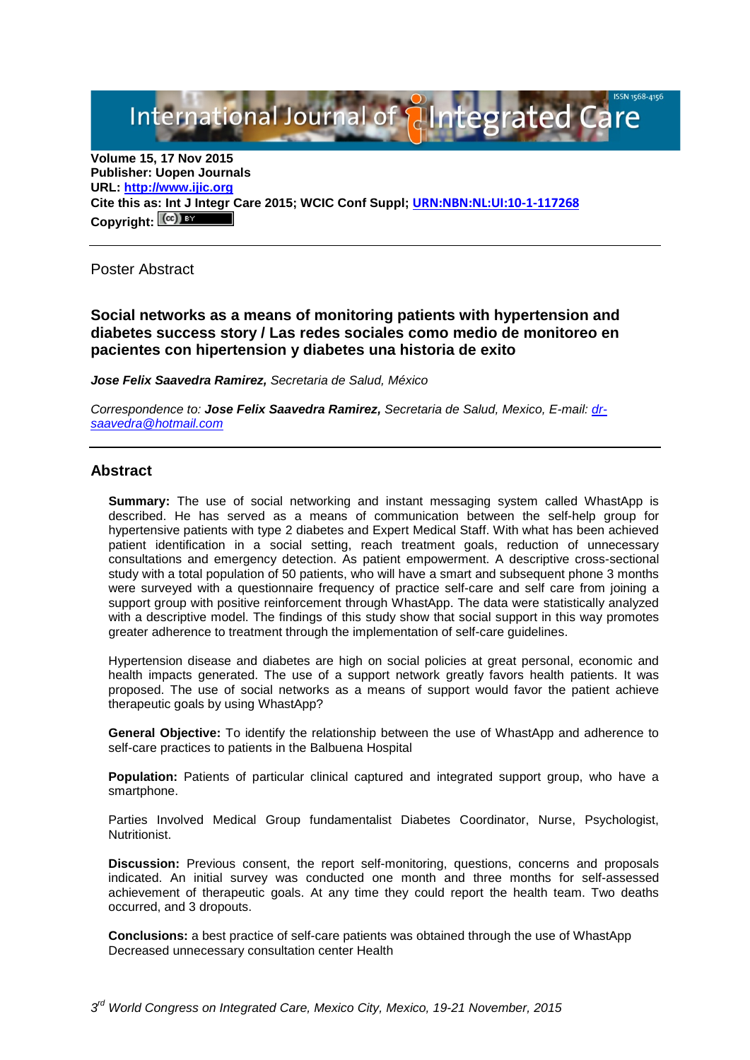Volume 15, 17 Nov 2015
**Publisher: Uopen Journals**
**URL: [http://www.ijic.org](http://www.ijic.org)**
**Cite this as: Int J Integr Care 2015; WCIC Conf Suppl; [URN:NBN:NL:UI:10-1-117268](URN:NBN:NL:UI:10-1-117268)**
**Copyright:**

---

Poster Abstract

## Social networks as a means of monitoring patients with hypertension and diabetes success story / Las redes sociales como medio de monitoreo en pacientes con hipertension y diabetes una historia de exito

***Jose Felix Saavedra Ramirez,*** *Secretaria de Salud, México*

*Correspondence to:* ***Jose Felix Saavedra Ramirez,*** *Secretaria de Salud, Mexico, E-mail: [dr-saavedra@hotmail.com](mailto:dr-saavedra@hotmail.com)*

---

### Abstract

**Summary:** The use of social networking and instant messaging system called WhastApp is described. He has served as a means of communication between the self-help group for hypertensive patients with type 2 diabetes and Expert Medical Staff. With what has been achieved patient identification in a social setting, reach treatment goals, reduction of unnecessary consultations and emergency detection. As patient empowerment. A descriptive cross-sectional study with a total population of 50 patients, who will have a smart and subsequent phone 3 months were surveyed with a questionnaire frequency of practice self-care and self care from joining a support group with positive reinforcement through WhastApp. The data were statistically analyzed with a descriptive model. The findings of this study show that social support in this way promotes greater adherence to treatment through the implementation of self-care guidelines.

Hypertension disease and diabetes are high on social policies at great personal, economic and health impacts generated. The use of a support network greatly favors health patients. It was proposed. The use of social networks as a means of support would favor the patient achieve therapeutic goals by using WhastApp?

**General Objective:** To identify the relationship between the use of WhastApp and adherence to self-care practices to patients in the Balbuena Hospital

**Population:** Patients of particular clinical captured and integrated support group, who have a smartphone.

Parties Involved Medical Group fundamentalist Diabetes Coordinator, Nurse, Psychologist, Nutritionist.

**Discussion:** Previous consent, the report self-monitoring, questions, concerns and proposals indicated. An initial survey was conducted one month and three months for self-assessed achievement of therapeutic goals. At any time they could report the health team. Two deaths occurred, and 3 dropouts.

**Conclusions:** a best practice of self-care patients was obtained through the use of WhastApp
Decreased unnecessary consultation center Health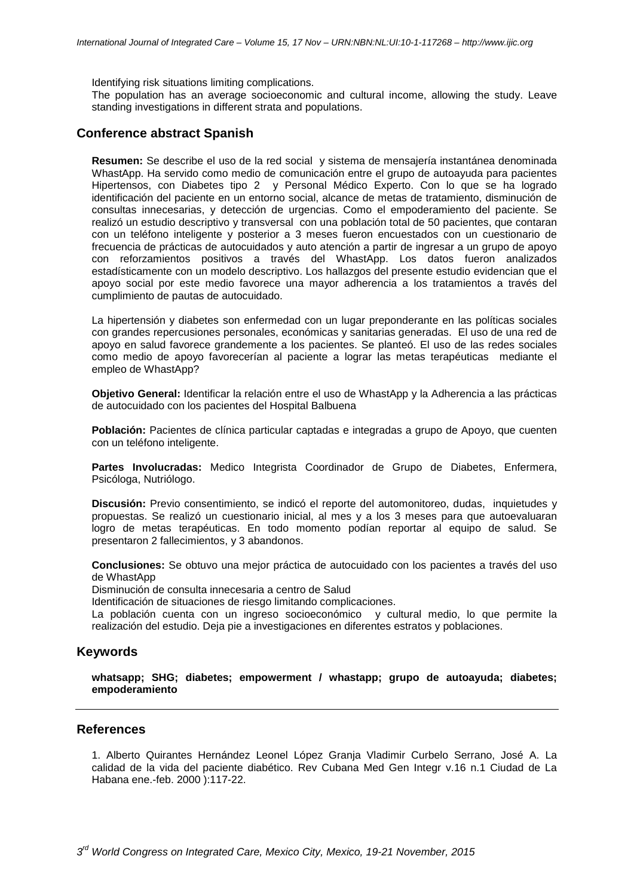Identifying risk situations limiting complications.

The population has an average socioeconomic and cultural income, allowing the study. Leave standing investigations in different strata and populations.

## Conference abstract Spanish

**Resumen:** Se describe el uso de la red social y sistema de mensajería instantánea denominada WhastApp. Ha servido como medio de comunicación entre el grupo de autoayuda para pacientes Hipertensos, con Diabetes tipo 2 y Personal Médico Experto. Con lo que se ha logrado identificación del paciente en un entorno social, alcance de metas de tratamiento, disminución de consultas innecesarias, y detección de urgencias. Como el empoderamiento del paciente. Se realizó un estudio descriptivo y transversal con una población total de 50 pacientes, que contaran con un teléfono inteligente y posterior a 3 meses fueron encuestados con un cuestionario de frecuencia de prácticas de autocuidados y auto atención a partir de ingresar a un grupo de apoyo con reforzamientos positivos a través del WhastApp. Los datos fueron analizados estadísticamente con un modelo descriptivo. Los hallazgos del presente estudio evidencian que el apoyo social por este medio favorece una mayor adherencia a los tratamientos a través del cumplimiento de pautas de autocuidado.

La hipertensión y diabetes son enfermedad con un lugar preponderante en las políticas sociales con grandes repercusiones personales, económicas y sanitarias generadas. El uso de una red de apoyo en salud favorece grandemente a los pacientes. Se planteó. El uso de las redes sociales como medio de apoyo favorecerían al paciente a lograr las metas terapéuticas mediante el empleo de WhastApp?

**Objetivo General:** Identificar la relación entre el uso de WhastApp y la Adherencia a las prácticas de autocuidado con los pacientes del Hospital Balbuena

**Población:** Pacientes de clínica particular captadas e integradas a grupo de Apoyo, que cuenten con un teléfono inteligente.

**Partes Involucradas:** Medico Integrista Coordinador de Grupo de Diabetes, Enfermera, Psicóloga, Nutriólogo.

**Discusión:** Previo consentimiento, se indicó el reporte del automonitoreo, dudas, inquietudes y propuestas. Se realizó un cuestionario inicial, al mes y a los 3 meses para que autoevaluaran logro de metas terapéuticas. En todo momento podían reportar al equipo de salud. Se presentaron 2 fallecimientos, y 3 abandonos.

**Conclusiones:** Se obtuvo una mejor práctica de autocuidado con los pacientes a través del uso de WhastApp

Disminución de consulta innecesaria a centro de Salud

Identificación de situaciones de riesgo limitando complicaciones.

La población cuenta con un ingreso socioeconómico y cultural medio, lo que permite la realización del estudio. Deja pie a investigaciones en diferentes estratos y poblaciones.

## Keywords

**whatsapp; SHG; diabetes; empowerment / whastapp; grupo de autoayuda; diabetes; empoderamiento**

## References

1. Alberto Quirantes Hernández Leonel López Granja Vladimir Curbelo Serrano, José A. La calidad de la vida del paciente diabético. Rev Cubana Med Gen Integr v.16 n.1 Ciudad de La Habana ene.-feb. 2000 ):117-22.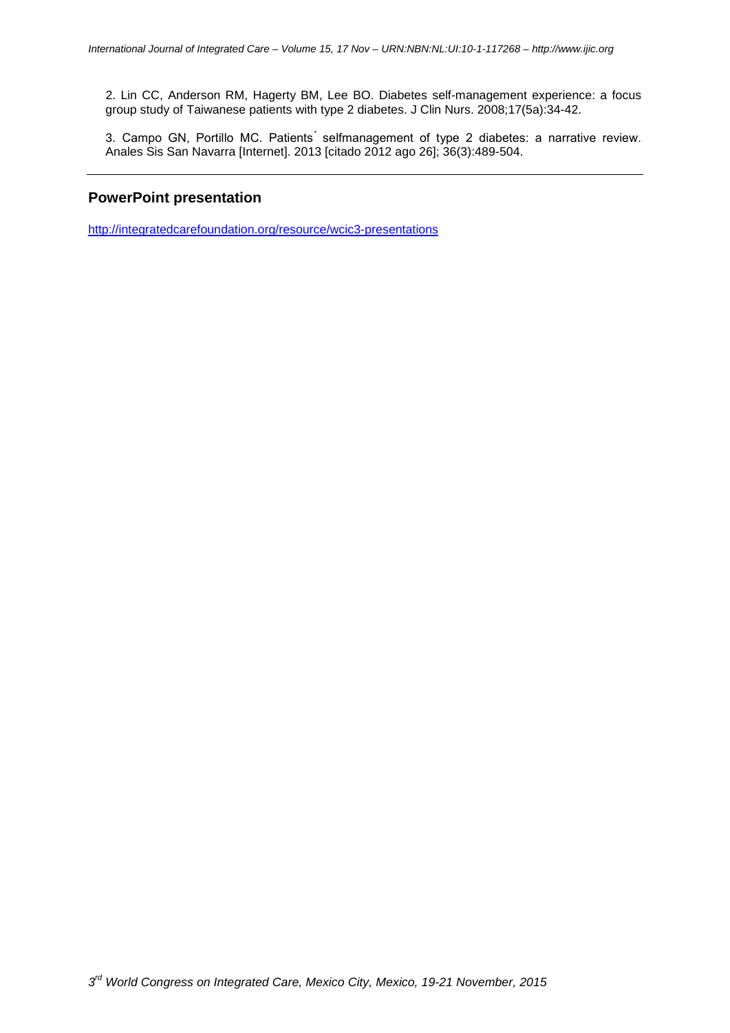2. Lin CC, Anderson RM, Hagerty BM, Lee BO. Diabetes self-management experience: a focus group study of Taiwanese patients with type 2 diabetes. J Clin Nurs. 2008;17(5a):34-42.

3. Campo GN, Portillo MC. Patients´ selfmanagement of type 2 diabetes: a narrative review. Anales Sis San Navarra [Internet]. 2013 [citado 2012 ago 26]; 36(3):489-504.

---

## PowerPoint presentation

http://integratedcarefoundation.org/resource/wcic3-presentations